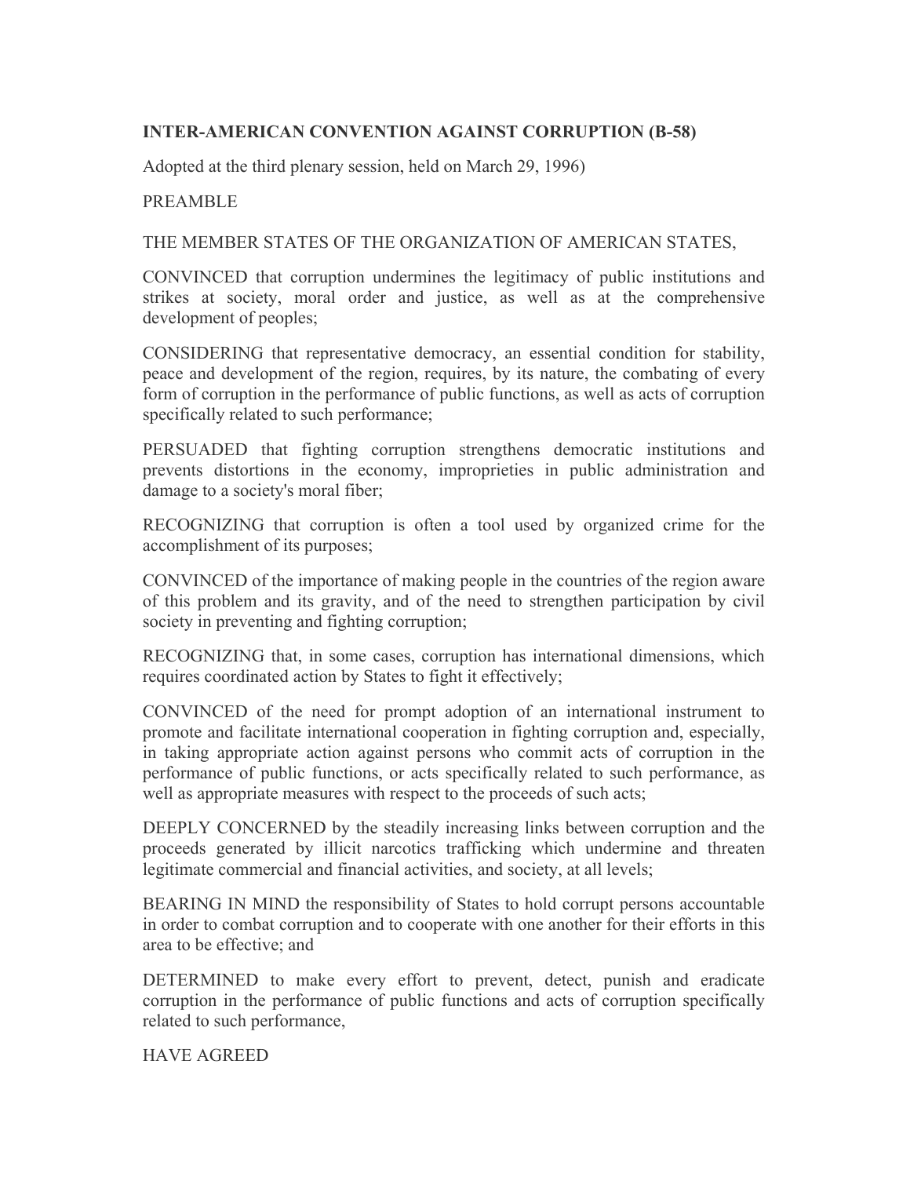**INTER-AMERICAN CONVENTION AGAINST CORRUPTION (B-58)**

Adopted at the third plenary session, held on March 29, 1996)

PREAMBLE

THE MEMBER STATES OF THE ORGANIZATION OF AMERICAN STATES,

CONVINCED that corruption undermines the legitimacy of public institutions and strikes at society, moral order and justice, as well as at the comprehensive development of peoples;

CONSIDERING that representative democracy, an essential condition for stability, peace and development of the region, requires, by its nature, the combating of every form of corruption in the performance of public functions, as well as acts of corruption specifically related to such performance;

PERSUADED that fighting corruption strengthens democratic institutions and prevents distortions in the economy, improprieties in public administration and damage to a society's moral fiber;

RECOGNIZING that corruption is often a tool used by organized crime for the accomplishment of its purposes;

CONVINCED of the importance of making people in the countries of the region aware of this problem and its gravity, and of the need to strengthen participation by civil society in preventing and fighting corruption;

RECOGNIZING that, in some cases, corruption has international dimensions, which requires coordinated action by States to fight it effectively;

CONVINCED of the need for prompt adoption of an international instrument to promote and facilitate international cooperation in fighting corruption and, especially, in taking appropriate action against persons who commit acts of corruption in the performance of public functions, or acts specifically related to such performance, as well as appropriate measures with respect to the proceeds of such acts;

DEEPLY CONCERNED by the steadily increasing links between corruption and the proceeds generated by illicit narcotics trafficking which undermine and threaten legitimate commercial and financial activities, and society, at all levels;

BEARING IN MIND the responsibility of States to hold corrupt persons accountable in order to combat corruption and to cooperate with one another for their efforts in this area to be effective; and

DETERMINED to make every effort to prevent, detect, punish and eradicate corruption in the performance of public functions and acts of corruption specifically related to such performance,

HAVE AGREED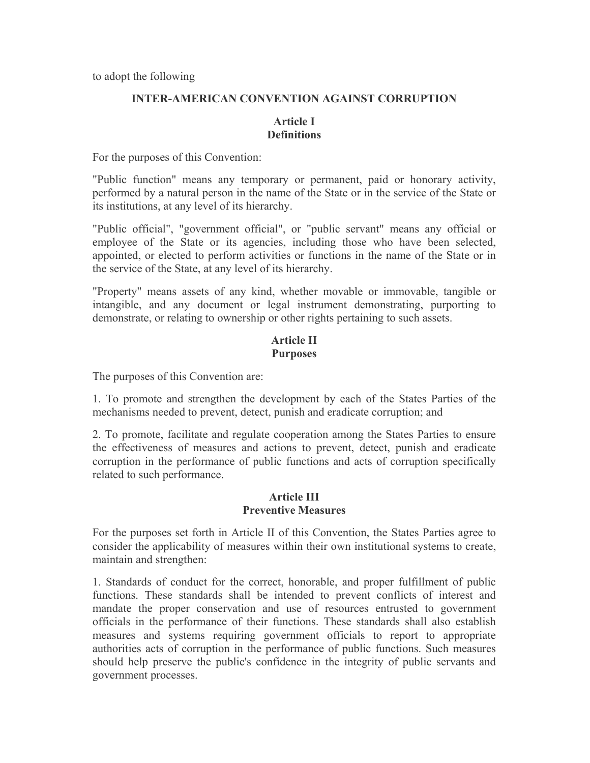to adopt the following

## INTER-AMERICAN CONVENTION AGAINST CORRUPTION

### Article I
### Definitions

For the purposes of this Convention:

"Public function" means any temporary or permanent, paid or honorary activity, performed by a natural person in the name of the State or in the service of the State or its institutions, at any level of its hierarchy.

"Public official", "government official", or "public servant" means any official or employee of the State or its agencies, including those who have been selected, appointed, or elected to perform activities or functions in the name of the State or in the service of the State, at any level of its hierarchy.

"Property" means assets of any kind, whether movable or immovable, tangible or intangible, and any document or legal instrument demonstrating, purporting to demonstrate, or relating to ownership or other rights pertaining to such assets.

### Article II
### Purposes

The purposes of this Convention are:

1. To promote and strengthen the development by each of the States Parties of the mechanisms needed to prevent, detect, punish and eradicate corruption; and

2. To promote, facilitate and regulate cooperation among the States Parties to ensure the effectiveness of measures and actions to prevent, detect, punish and eradicate corruption in the performance of public functions and acts of corruption specifically related to such performance.

### Article III
### Preventive Measures

For the purposes set forth in Article II of this Convention, the States Parties agree to consider the applicability of measures within their own institutional systems to create, maintain and strengthen:

1. Standards of conduct for the correct, honorable, and proper fulfillment of public functions. These standards shall be intended to prevent conflicts of interest and mandate the proper conservation and use of resources entrusted to government officials in the performance of their functions. These standards shall also establish measures and systems requiring government officials to report to appropriate authorities acts of corruption in the performance of public functions. Such measures should help preserve the public's confidence in the integrity of public servants and government processes.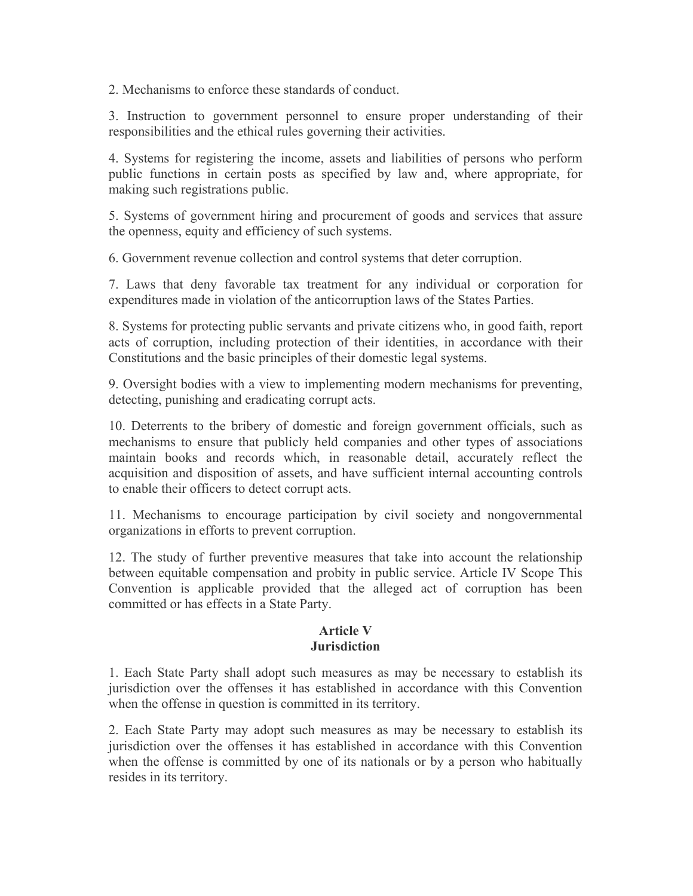2. Mechanisms to enforce these standards of conduct.

3. Instruction to government personnel to ensure proper understanding of their responsibilities and the ethical rules governing their activities.

4. Systems for registering the income, assets and liabilities of persons who perform public functions in certain posts as specified by law and, where appropriate, for making such registrations public.

5. Systems of government hiring and procurement of goods and services that assure the openness, equity and efficiency of such systems.

6. Government revenue collection and control systems that deter corruption.

7. Laws that deny favorable tax treatment for any individual or corporation for expenditures made in violation of the anticorruption laws of the States Parties.

8. Systems for protecting public servants and private citizens who, in good faith, report acts of corruption, including protection of their identities, in accordance with their Constitutions and the basic principles of their domestic legal systems.

9. Oversight bodies with a view to implementing modern mechanisms for preventing, detecting, punishing and eradicating corrupt acts.

10. Deterrents to the bribery of domestic and foreign government officials, such as mechanisms to ensure that publicly held companies and other types of associations maintain books and records which, in reasonable detail, accurately reflect the acquisition and disposition of assets, and have sufficient internal accounting controls to enable their officers to detect corrupt acts.

11. Mechanisms to encourage participation by civil society and nongovernmental organizations in efforts to prevent corruption.

12. The study of further preventive measures that take into account the relationship between equitable compensation and probity in public service. Article IV Scope This Convention is applicable provided that the alleged act of corruption has been committed or has effects in a State Party.

## Article V
## Jurisdiction

1. Each State Party shall adopt such measures as may be necessary to establish its jurisdiction over the offenses it has established in accordance with this Convention when the offense in question is committed in its territory.

2. Each State Party may adopt such measures as may be necessary to establish its jurisdiction over the offenses it has established in accordance with this Convention when the offense is committed by one of its nationals or by a person who habitually resides in its territory.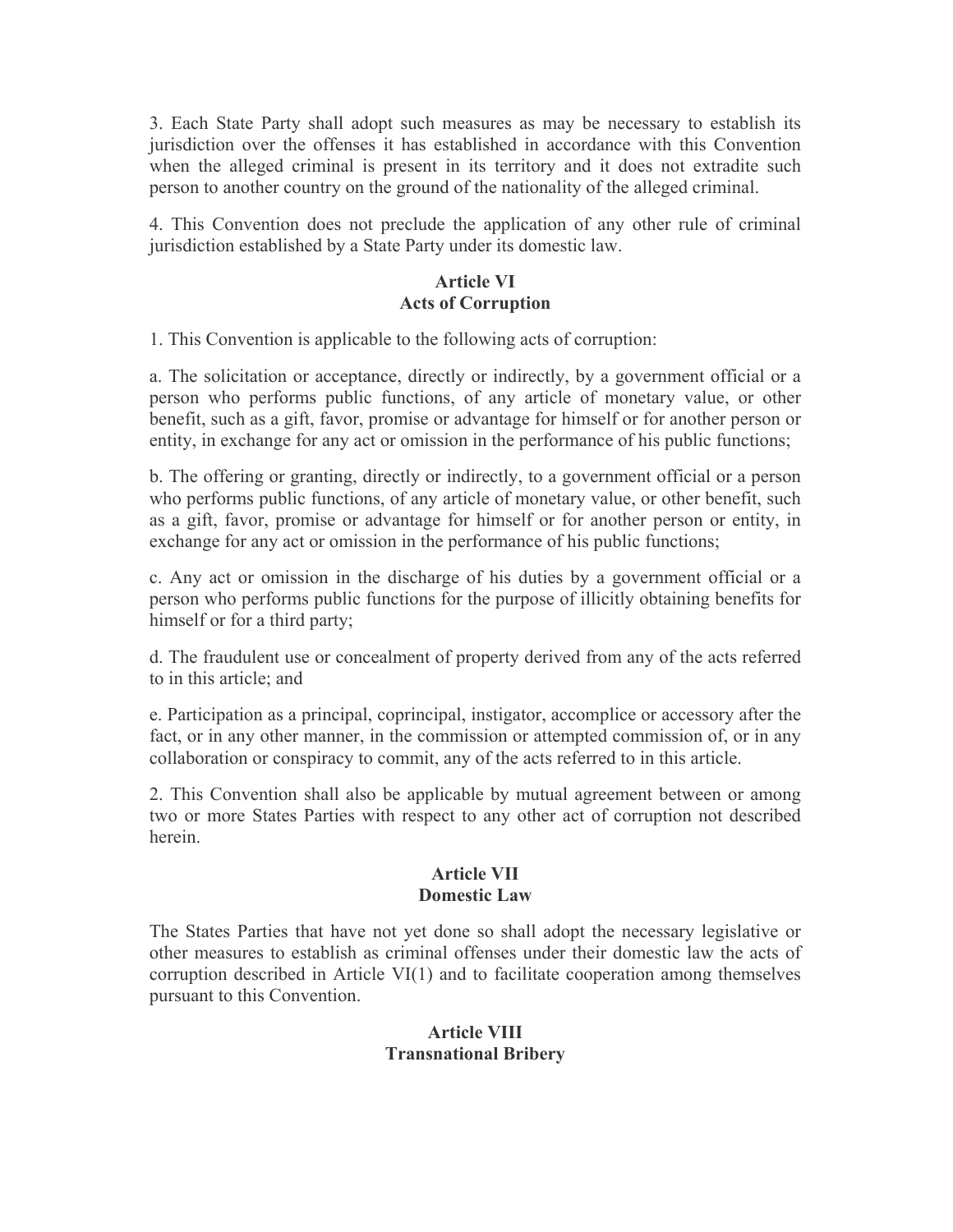3. Each State Party shall adopt such measures as may be necessary to establish its jurisdiction over the offenses it has established in accordance with this Convention when the alleged criminal is present in its territory and it does not extradite such person to another country on the ground of the nationality of the alleged criminal.

4. This Convention does not preclude the application of any other rule of criminal jurisdiction established by a State Party under its domestic law.

## Article VI
## Acts of Corruption

1. This Convention is applicable to the following acts of corruption:

a. The solicitation or acceptance, directly or indirectly, by a government official or a person who performs public functions, of any article of monetary value, or other benefit, such as a gift, favor, promise or advantage for himself or for another person or entity, in exchange for any act or omission in the performance of his public functions;

b. The offering or granting, directly or indirectly, to a government official or a person who performs public functions, of any article of monetary value, or other benefit, such as a gift, favor, promise or advantage for himself or for another person or entity, in exchange for any act or omission in the performance of his public functions;

c. Any act or omission in the discharge of his duties by a government official or a person who performs public functions for the purpose of illicitly obtaining benefits for himself or for a third party;

d. The fraudulent use or concealment of property derived from any of the acts referred to in this article; and

e. Participation as a principal, coprincipal, instigator, accomplice or accessory after the fact, or in any other manner, in the commission or attempted commission of, or in any collaboration or conspiracy to commit, any of the acts referred to in this article.

2. This Convention shall also be applicable by mutual agreement between or among two or more States Parties with respect to any other act of corruption not described herein.

## Article VII
## Domestic Law

The States Parties that have not yet done so shall adopt the necessary legislative or other measures to establish as criminal offenses under their domestic law the acts of corruption described in Article VI(1) and to facilitate cooperation among themselves pursuant to this Convention.

## Article VIII
## Transnational Bribery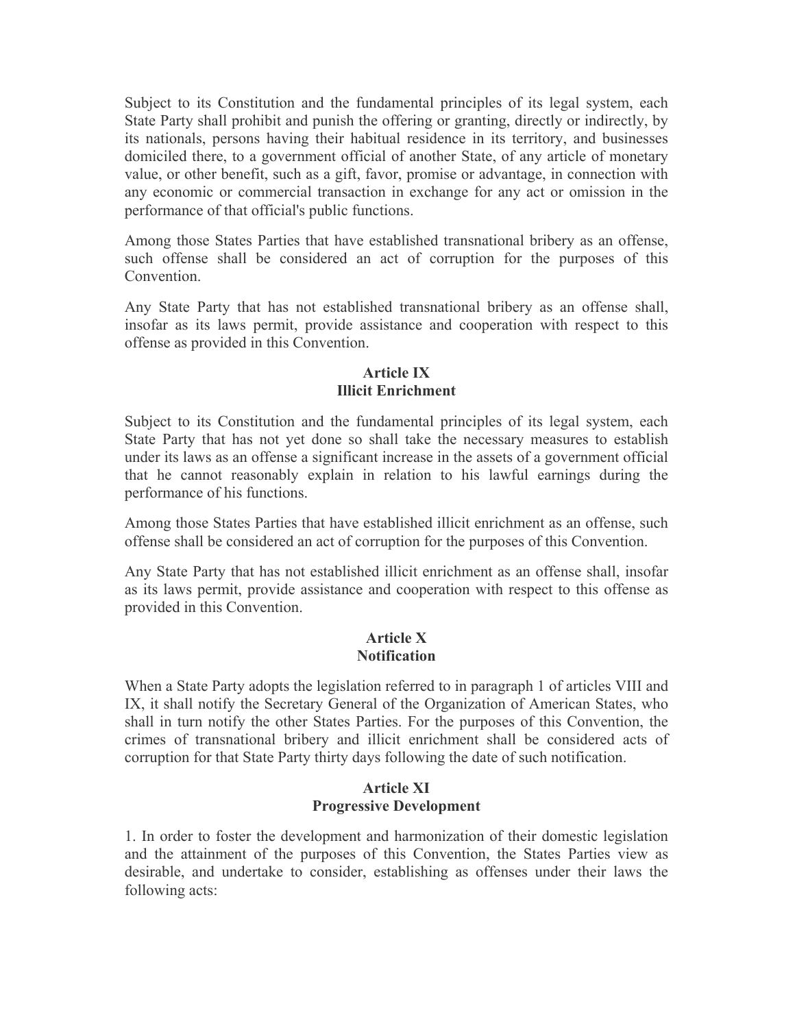Subject to its Constitution and the fundamental principles of its legal system, each State Party shall prohibit and punish the offering or granting, directly or indirectly, by its nationals, persons having their habitual residence in its territory, and businesses domiciled there, to a government official of another State, of any article of monetary value, or other benefit, such as a gift, favor, promise or advantage, in connection with any economic or commercial transaction in exchange for any act or omission in the performance of that official's public functions.

Among those States Parties that have established transnational bribery as an offense, such offense shall be considered an act of corruption for the purposes of this Convention.

Any State Party that has not established transnational bribery as an offense shall, insofar as its laws permit, provide assistance and cooperation with respect to this offense as provided in this Convention.

## Article IX
## Illicit Enrichment

Subject to its Constitution and the fundamental principles of its legal system, each State Party that has not yet done so shall take the necessary measures to establish under its laws as an offense a significant increase in the assets of a government official that he cannot reasonably explain in relation to his lawful earnings during the performance of his functions.

Among those States Parties that have established illicit enrichment as an offense, such offense shall be considered an act of corruption for the purposes of this Convention.

Any State Party that has not established illicit enrichment as an offense shall, insofar as its laws permit, provide assistance and cooperation with respect to this offense as provided in this Convention.

## Article X
## Notification

When a State Party adopts the legislation referred to in paragraph 1 of articles VIII and IX, it shall notify the Secretary General of the Organization of American States, who shall in turn notify the other States Parties. For the purposes of this Convention, the crimes of transnational bribery and illicit enrichment shall be considered acts of corruption for that State Party thirty days following the date of such notification.

## Article XI
## Progressive Development

1. In order to foster the development and harmonization of their domestic legislation and the attainment of the purposes of this Convention, the States Parties view as desirable, and undertake to consider, establishing as offenses under their laws the following acts: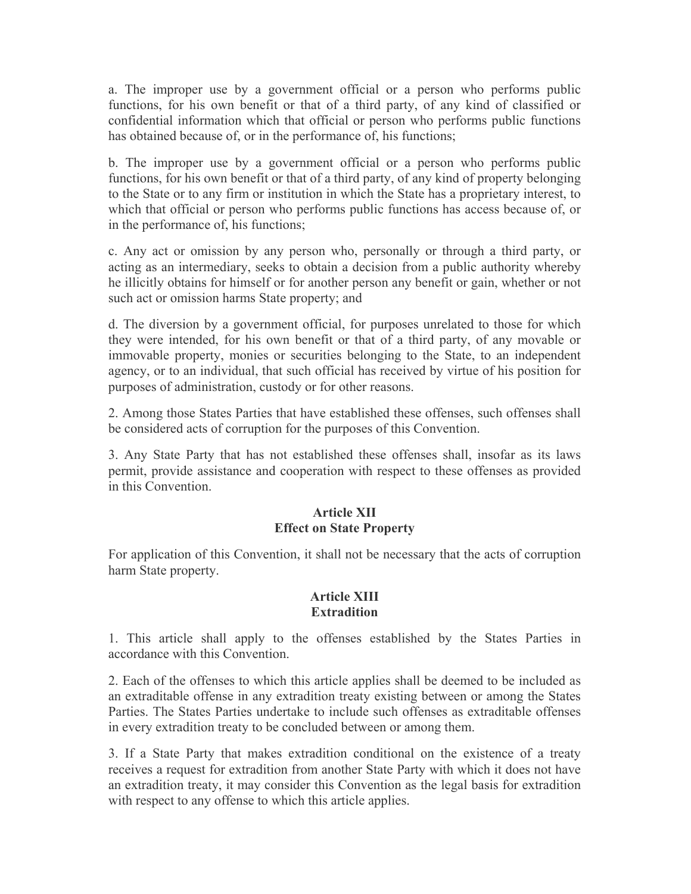a. The improper use by a government official or a person who performs public functions, for his own benefit or that of a third party, of any kind of classified or confidential information which that official or person who performs public functions has obtained because of, or in the performance of, his functions;

b. The improper use by a government official or a person who performs public functions, for his own benefit or that of a third party, of any kind of property belonging to the State or to any firm or institution in which the State has a proprietary interest, to which that official or person who performs public functions has access because of, or in the performance of, his functions;

c. Any act or omission by any person who, personally or through a third party, or acting as an intermediary, seeks to obtain a decision from a public authority whereby he illicitly obtains for himself or for another person any benefit or gain, whether or not such act or omission harms State property; and

d. The diversion by a government official, for purposes unrelated to those for which they were intended, for his own benefit or that of a third party, of any movable or immovable property, monies or securities belonging to the State, to an independent agency, or to an individual, that such official has received by virtue of his position for purposes of administration, custody or for other reasons.

2. Among those States Parties that have established these offenses, such offenses shall be considered acts of corruption for the purposes of this Convention.

3. Any State Party that has not established these offenses shall, insofar as its laws permit, provide assistance and cooperation with respect to these offenses as provided in this Convention.

## Article XII
## Effect on State Property

For application of this Convention, it shall not be necessary that the acts of corruption harm State property.

## Article XIII
## Extradition

1. This article shall apply to the offenses established by the States Parties in accordance with this Convention.

2. Each of the offenses to which this article applies shall be deemed to be included as an extraditable offense in any extradition treaty existing between or among the States Parties. The States Parties undertake to include such offenses as extraditable offenses in every extradition treaty to be concluded between or among them.

3. If a State Party that makes extradition conditional on the existence of a treaty receives a request for extradition from another State Party with which it does not have an extradition treaty, it may consider this Convention as the legal basis for extradition with respect to any offense to which this article applies.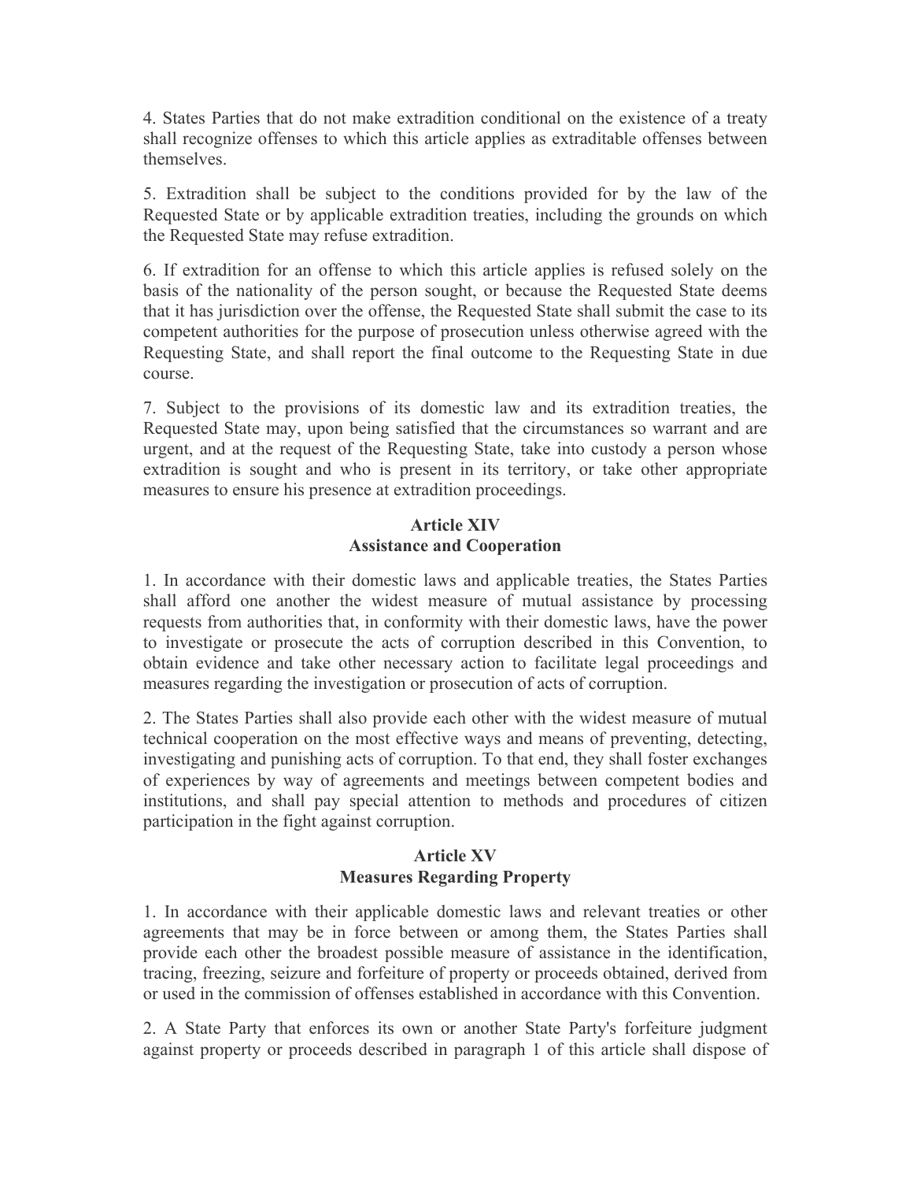4. States Parties that do not make extradition conditional on the existence of a treaty shall recognize offenses to which this article applies as extraditable offenses between themselves.

5. Extradition shall be subject to the conditions provided for by the law of the Requested State or by applicable extradition treaties, including the grounds on which the Requested State may refuse extradition.

6. If extradition for an offense to which this article applies is refused solely on the basis of the nationality of the person sought, or because the Requested State deems that it has jurisdiction over the offense, the Requested State shall submit the case to its competent authorities for the purpose of prosecution unless otherwise agreed with the Requesting State, and shall report the final outcome to the Requesting State in due course.

7. Subject to the provisions of its domestic law and its extradition treaties, the Requested State may, upon being satisfied that the circumstances so warrant and are urgent, and at the request of the Requesting State, take into custody a person whose extradition is sought and who is present in its territory, or take other appropriate measures to ensure his presence at extradition proceedings.

## Article XIV
## Assistance and Cooperation

1. In accordance with their domestic laws and applicable treaties, the States Parties shall afford one another the widest measure of mutual assistance by processing requests from authorities that, in conformity with their domestic laws, have the power to investigate or prosecute the acts of corruption described in this Convention, to obtain evidence and take other necessary action to facilitate legal proceedings and measures regarding the investigation or prosecution of acts of corruption.

2. The States Parties shall also provide each other with the widest measure of mutual technical cooperation on the most effective ways and means of preventing, detecting, investigating and punishing acts of corruption. To that end, they shall foster exchanges of experiences by way of agreements and meetings between competent bodies and institutions, and shall pay special attention to methods and procedures of citizen participation in the fight against corruption.

## Article XV
## Measures Regarding Property

1. In accordance with their applicable domestic laws and relevant treaties or other agreements that may be in force between or among them, the States Parties shall provide each other the broadest possible measure of assistance in the identification, tracing, freezing, seizure and forfeiture of property or proceeds obtained, derived from or used in the commission of offenses established in accordance with this Convention.

2. A State Party that enforces its own or another State Party's forfeiture judgment against property or proceeds described in paragraph 1 of this article shall dispose of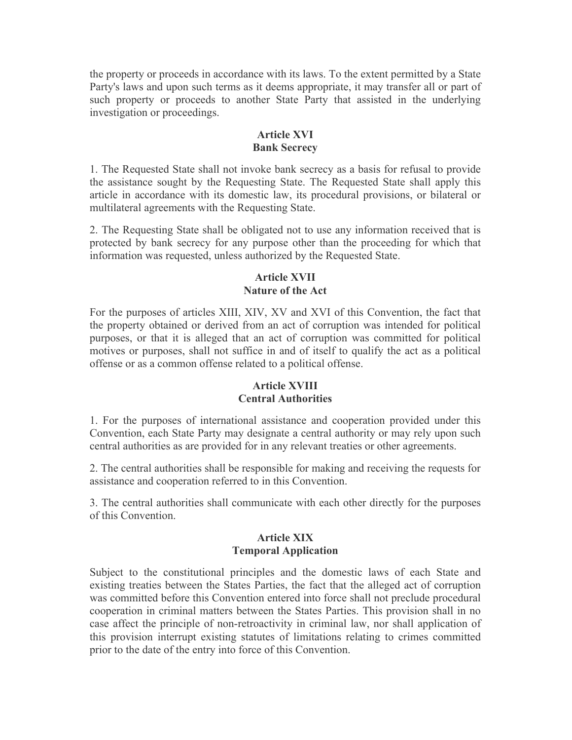the property or proceeds in accordance with its laws. To the extent permitted by a State Party's laws and upon such terms as it deems appropriate, it may transfer all or part of such property or proceeds to another State Party that assisted in the underlying investigation or proceedings.

## Article XVI
## Bank Secrecy

1. The Requested State shall not invoke bank secrecy as a basis for refusal to provide the assistance sought by the Requesting State. The Requested State shall apply this article in accordance with its domestic law, its procedural provisions, or bilateral or multilateral agreements with the Requesting State.

2. The Requesting State shall be obligated not to use any information received that is protected by bank secrecy for any purpose other than the proceeding for which that information was requested, unless authorized by the Requested State.

## Article XVII
## Nature of the Act

For the purposes of articles XIII, XIV, XV and XVI of this Convention, the fact that the property obtained or derived from an act of corruption was intended for political purposes, or that it is alleged that an act of corruption was committed for political motives or purposes, shall not suffice in and of itself to qualify the act as a political offense or as a common offense related to a political offense.

## Article XVIII
## Central Authorities

1. For the purposes of international assistance and cooperation provided under this Convention, each State Party may designate a central authority or may rely upon such central authorities as are provided for in any relevant treaties or other agreements.

2. The central authorities shall be responsible for making and receiving the requests for assistance and cooperation referred to in this Convention.

3. The central authorities shall communicate with each other directly for the purposes of this Convention.

## Article XIX
## Temporal Application

Subject to the constitutional principles and the domestic laws of each State and existing treaties between the States Parties, the fact that the alleged act of corruption was committed before this Convention entered into force shall not preclude procedural cooperation in criminal matters between the States Parties. This provision shall in no case affect the principle of non-retroactivity in criminal law, nor shall application of this provision interrupt existing statutes of limitations relating to crimes committed prior to the date of the entry into force of this Convention.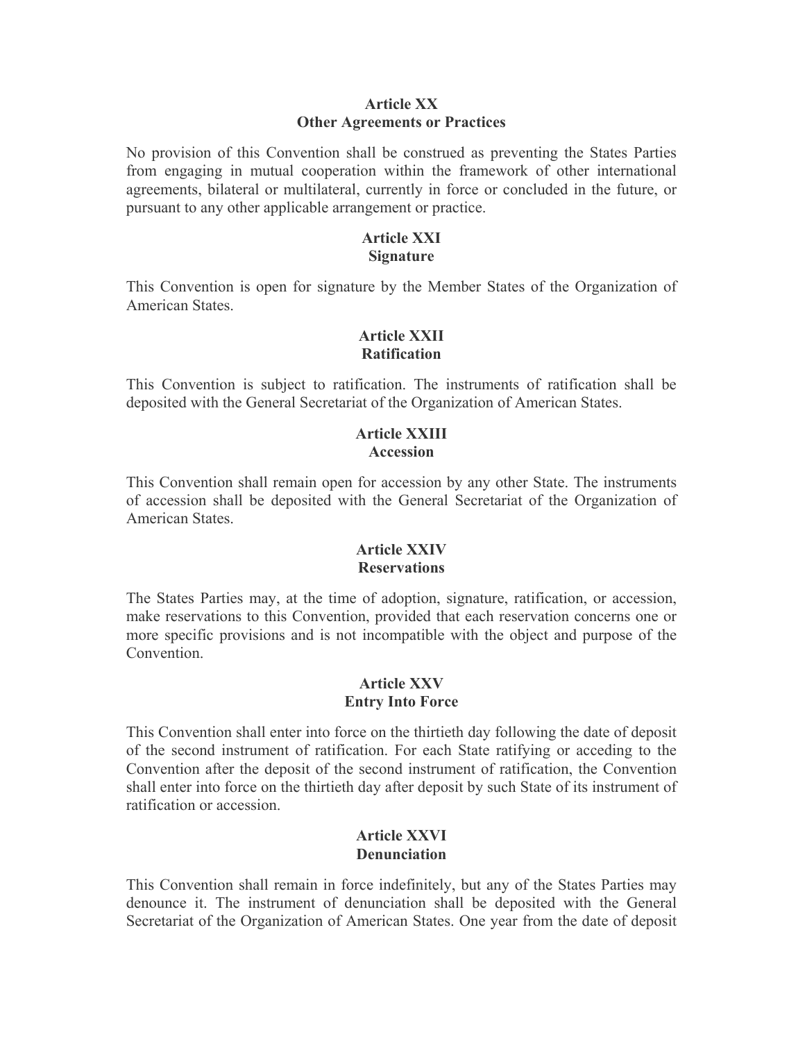### Article XX
### Other Agreements or Practices

No provision of this Convention shall be construed as preventing the States Parties from engaging in mutual cooperation within the framework of other international agreements, bilateral or multilateral, currently in force or concluded in the future, or pursuant to any other applicable arrangement or practice.

### Article XXI
### Signature

This Convention is open for signature by the Member States of the Organization of American States.

### Article XXII
### Ratification

This Convention is subject to ratification. The instruments of ratification shall be deposited with the General Secretariat of the Organization of American States.

### Article XXIII
### Accession

This Convention shall remain open for accession by any other State. The instruments of accession shall be deposited with the General Secretariat of the Organization of American States.

### Article XXIV
### Reservations

The States Parties may, at the time of adoption, signature, ratification, or accession, make reservations to this Convention, provided that each reservation concerns one or more specific provisions and is not incompatible with the object and purpose of the Convention.

### Article XXV
### Entry Into Force

This Convention shall enter into force on the thirtieth day following the date of deposit of the second instrument of ratification. For each State ratifying or acceding to the Convention after the deposit of the second instrument of ratification, the Convention shall enter into force on the thirtieth day after deposit by such State of its instrument of ratification or accession.

### Article XXVI
### Denunciation

This Convention shall remain in force indefinitely, but any of the States Parties may denounce it. The instrument of denunciation shall be deposited with the General Secretariat of the Organization of American States. One year from the date of deposit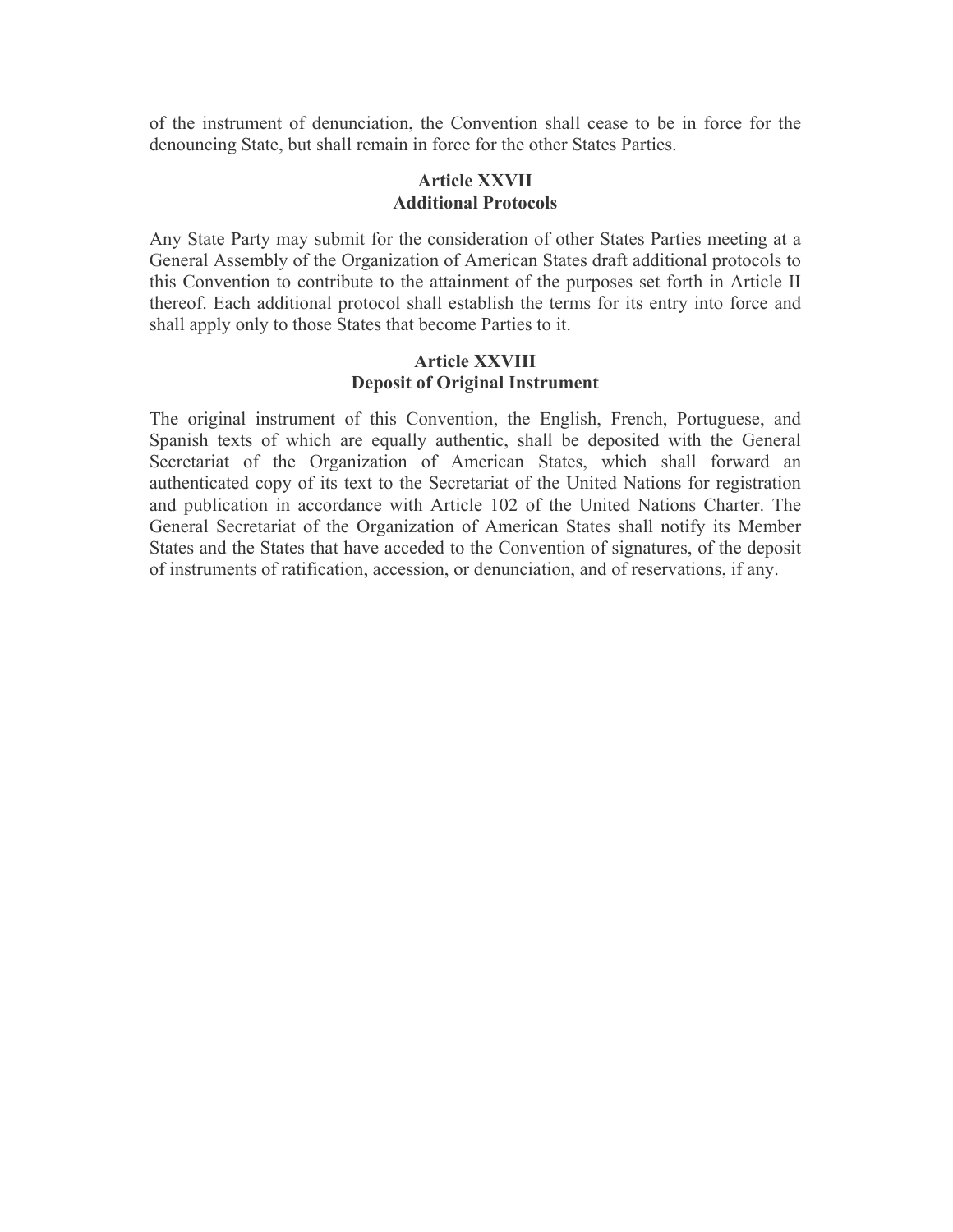of the instrument of denunciation, the Convention shall cease to be in force for the denouncing State, but shall remain in force for the other States Parties.

**Article XXVII**
**Additional Protocols**

Any State Party may submit for the consideration of other States Parties meeting at a General Assembly of the Organization of American States draft additional protocols to this Convention to contribute to the attainment of the purposes set forth in Article II thereof. Each additional protocol shall establish the terms for its entry into force and shall apply only to those States that become Parties to it.

**Article XXVIII**
**Deposit of Original Instrument**

The original instrument of this Convention, the English, French, Portuguese, and Spanish texts of which are equally authentic, shall be deposited with the General Secretariat of the Organization of American States, which shall forward an authenticated copy of its text to the Secretariat of the United Nations for registration and publication in accordance with Article 102 of the United Nations Charter. The General Secretariat of the Organization of American States shall notify its Member States and the States that have acceded to the Convention of signatures, of the deposit of instruments of ratification, accession, or denunciation, and of reservations, if any.